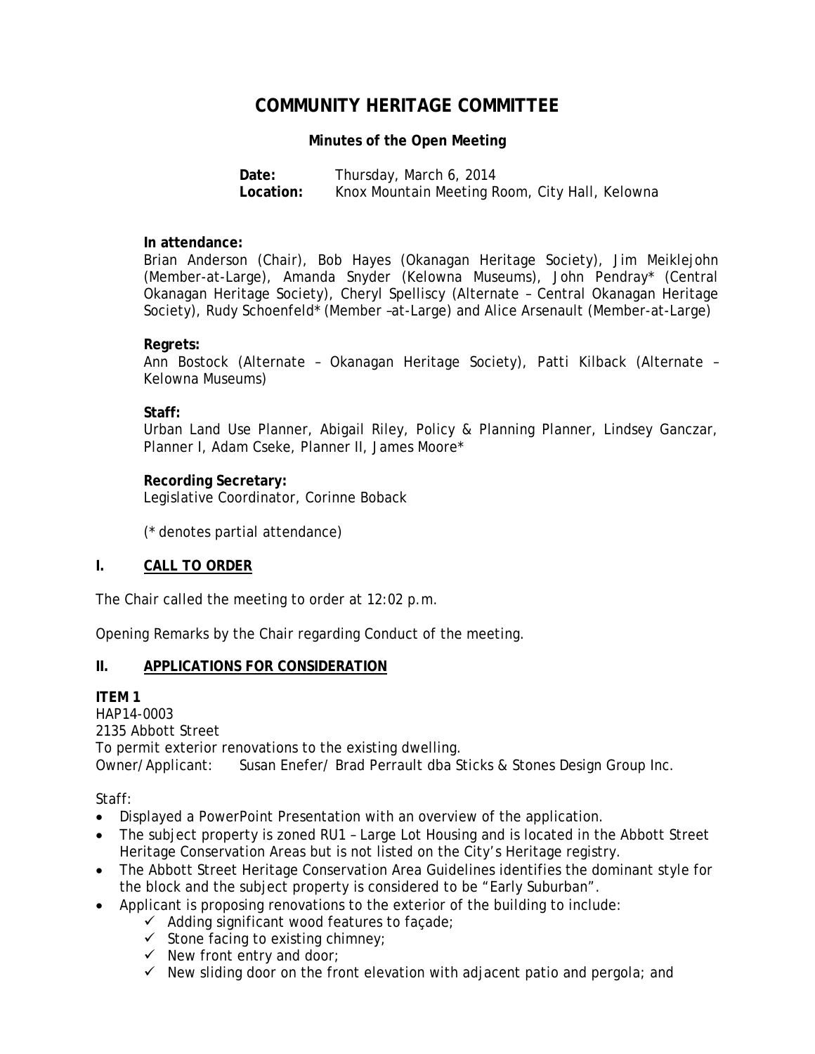# COMMUNITY HERITAGE COMMITTEE

**Minutes of the Open Meeting**

**Date:** Thursday, March 6, 2014
**Location:** Knox Mountain Meeting Room, City Hall, Kelowna

**In attendance:**
Brian Anderson (Chair), Bob Hayes (Okanagan Heritage Society), Jim Meiklejohn (Member-at-Large), Amanda Snyder (Kelowna Museums), John Pendray* (Central Okanagan Heritage Society), Cheryl Spelliscy (Alternate – Central Okanagan Heritage Society), Rudy Schoenfeld* (Member –at-Large) and Alice Arsenault (Member-at-Large)

**Regrets:**
Ann Bostock (Alternate – Okanagan Heritage Society), Patti Kilback (Alternate – Kelowna Museums)

**Staff:**
Urban Land Use Planner, Abigail Riley, Policy & Planning Planner, Lindsey Ganczar, Planner I, Adam Cseke, Planner II, James Moore*

**Recording Secretary:**
Legislative Coordinator, Corinne Boback

(* denotes partial attendance)

## I. CALL TO ORDER

The Chair called the meeting to order at 12:02 p.m.

Opening Remarks by the Chair regarding Conduct of the meeting.

## II. APPLICATIONS FOR CONSIDERATION

**ITEM 1**
HAP14-0003
2135 Abbott Street
To permit exterior renovations to the existing dwelling.
Owner/Applicant: Susan Enefer/ Brad Perrault dba Sticks & Stones Design Group Inc.

Staff:

- Displayed a PowerPoint Presentation with an overview of the application.
- The subject property is zoned RU1 – Large Lot Housing and is located in the Abbott Street Heritage Conservation Areas but is not listed on the City's Heritage registry.
- The Abbott Street Heritage Conservation Area Guidelines identifies the dominant style for the block and the subject property is considered to be "Early Suburban".
- Applicant is proposing renovations to the exterior of the building to include:
  - ✓ Adding significant wood features to façade;
  - ✓ Stone facing to existing chimney;
  - ✓ New front entry and door;
  - ✓ New sliding door on the front elevation with adjacent patio and pergola; and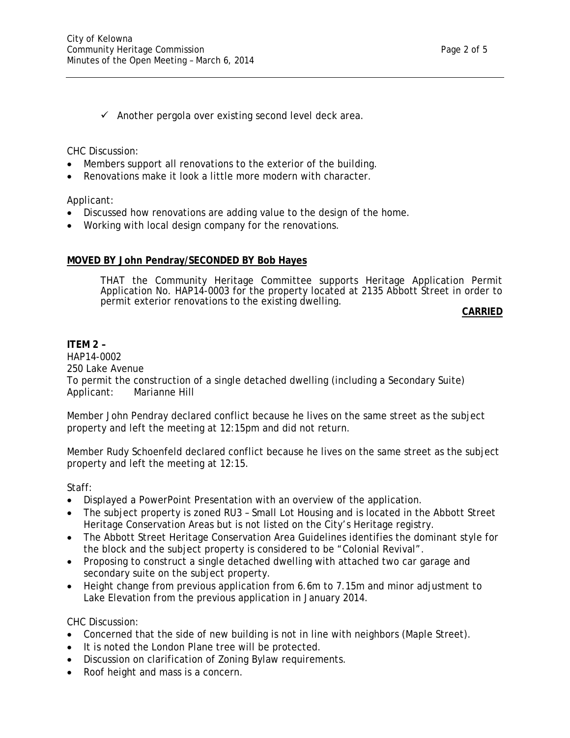- ✓ Another pergola over existing second level deck area.

CHC Discussion:

- Members support all renovations to the exterior of the building.
- Renovations make it look a little more modern with character.

Applicant:

- Discussed how renovations are adding value to the design of the home.
- Working with local design company for the renovations.

**MOVED BY John Pendray/SECONDED BY Bob Hayes**

> THAT the Community Heritage Committee supports Heritage Application Permit Application No. HAP14-0003 for the property located at 2135 Abbott Street in order to permit exterior renovations to the existing dwelling.

**CARRIED**

**ITEM 2 –**
HAP14-0002
250 Lake Avenue
To permit the construction of a single detached dwelling (including a Secondary Suite)
Applicant: Marianne Hill

Member John Pendray declared conflict because he lives on the same street as the subject property and left the meeting at 12:15pm and did not return.

Member Rudy Schoenfeld declared conflict because he lives on the same street as the subject property and left the meeting at 12:15.

Staff:

- Displayed a PowerPoint Presentation with an overview of the application.
- The subject property is zoned RU3 – Small Lot Housing and is located in the Abbott Street Heritage Conservation Areas but is not listed on the City's Heritage registry.
- The Abbott Street Heritage Conservation Area Guidelines identifies the dominant style for the block and the subject property is considered to be "Colonial Revival".
- Proposing to construct a single detached dwelling with attached two car garage and secondary suite on the subject property.
- Height change from previous application from 6.6m to 7.15m and minor adjustment to Lake Elevation from the previous application in January 2014.

CHC Discussion:

- Concerned that the side of new building is not in line with neighbors (Maple Street).
- It is noted the London Plane tree will be protected.
- Discussion on clarification of Zoning Bylaw requirements.
- Roof height and mass is a concern.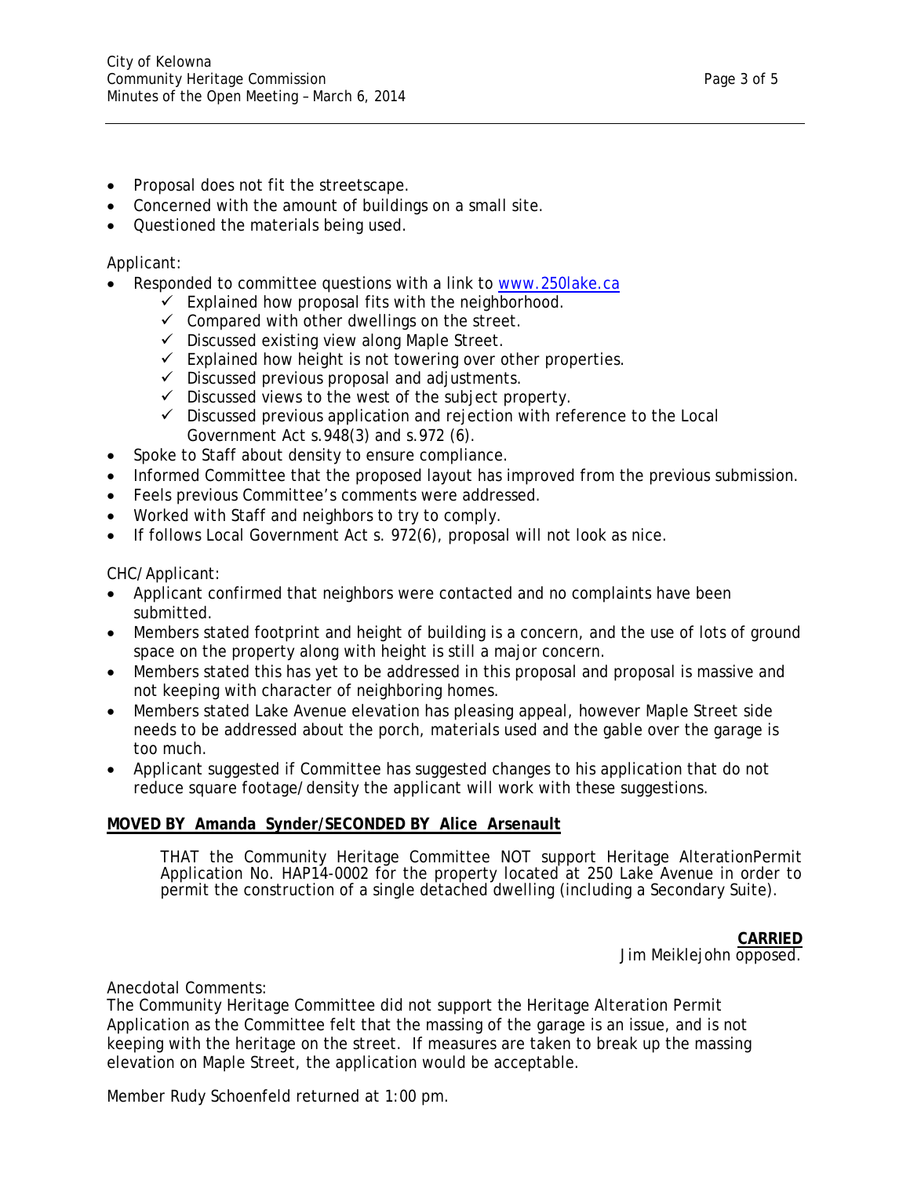- Proposal does not fit the streetscape.
- Concerned with the amount of buildings on a small site.
- Questioned the materials being used.

Applicant:

- Responded to committee questions with a link to [www.250lake.ca](http://www.250lake.ca)
  - ✓ Explained how proposal fits with the neighborhood.
  - ✓ Compared with other dwellings on the street.
  - ✓ Discussed existing view along Maple Street.
  - ✓ Explained how height is not towering over other properties.
  - ✓ Discussed previous proposal and adjustments.
  - ✓ Discussed views to the west of the subject property.
  - ✓ Discussed previous application and rejection with reference to the Local Government Act s.948(3) and s.972 (6).
- Spoke to Staff about density to ensure compliance.
- Informed Committee that the proposed layout has improved from the previous submission.
- Feels previous Committee's comments were addressed.
- Worked with Staff and neighbors to try to comply.
- If follows Local Government Act s. 972(6), proposal will not look as nice.

CHC/Applicant:

- Applicant confirmed that neighbors were contacted and no complaints have been submitted.
- Members stated footprint and height of building is a concern, and the use of lots of ground space on the property along with height is still a major concern.
- Members stated this has yet to be addressed in this proposal and proposal is massive and not keeping with character of neighboring homes.
- Members stated Lake Avenue elevation has pleasing appeal, however Maple Street side needs to be addressed about the porch, materials used and the gable over the garage is too much.
- Applicant suggested if Committee has suggested changes to his application that do not reduce square footage/density the applicant will work with these suggestions.

**MOVED BY Amanda Synder/SECONDED BY Alice Arsenault**

THAT the Community Heritage Committee NOT support Heritage AlterationPermit Application No. HAP14-0002 for the property located at 250 Lake Avenue in order to permit the construction of a single detached dwelling (including a Secondary Suite).

**CARRIED**
Jim Meiklejohn opposed.

Anecdotal Comments:
The Community Heritage Committee did not support the Heritage Alteration Permit Application as the Committee felt that the massing of the garage is an issue, and is not keeping with the heritage on the street. If measures are taken to break up the massing elevation on Maple Street, the application would be acceptable.

Member Rudy Schoenfeld returned at 1:00 pm.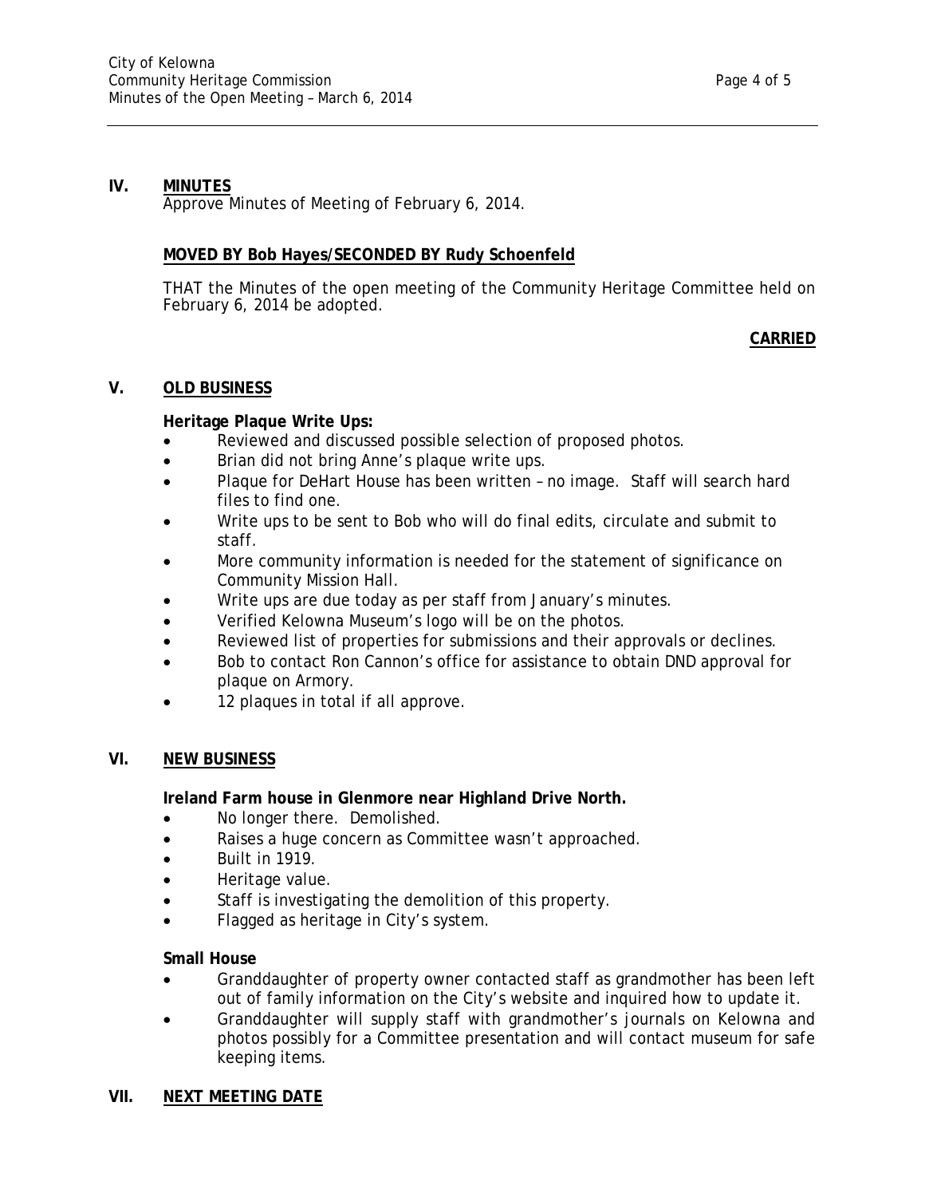## IV. MINUTES

Approve Minutes of Meeting of February 6, 2014.

**MOVED BY Bob Hayes/SECONDED BY Rudy Schoenfeld**

THAT the Minutes of the open meeting of the Community Heritage Committee held on February 6, 2014 be adopted.

**CARRIED**

## V. OLD BUSINESS

**Heritage Plaque Write Ups:**

- Reviewed and discussed possible selection of proposed photos.
- Brian did not bring Anne's plaque write ups.
- Plaque for DeHart House has been written – no image. Staff will search hard files to find one.
- Write ups to be sent to Bob who will do final edits, circulate and submit to staff.
- More community information is needed for the statement of significance on Community Mission Hall.
- Write ups are due today as per staff from January's minutes.
- Verified Kelowna Museum's logo will be on the photos.
- Reviewed list of properties for submissions and their approvals or declines.
- Bob to contact Ron Cannon's office for assistance to obtain DND approval for plaque on Armory.
- 12 plaques in total if all approve.

## VI. NEW BUSINESS

**Ireland Farm house in Glenmore near Highland Drive North.**

- No longer there. Demolished.
- Raises a huge concern as Committee wasn't approached.
- Built in 1919.
- Heritage value.
- Staff is investigating the demolition of this property.
- Flagged as heritage in City's system.

**Small House**

- Granddaughter of property owner contacted staff as grandmother has been left out of family information on the City's website and inquired how to update it.
- Granddaughter will supply staff with grandmother's journals on Kelowna and photos possibly for a Committee presentation and will contact museum for safe keeping items.

## VII. NEXT MEETING DATE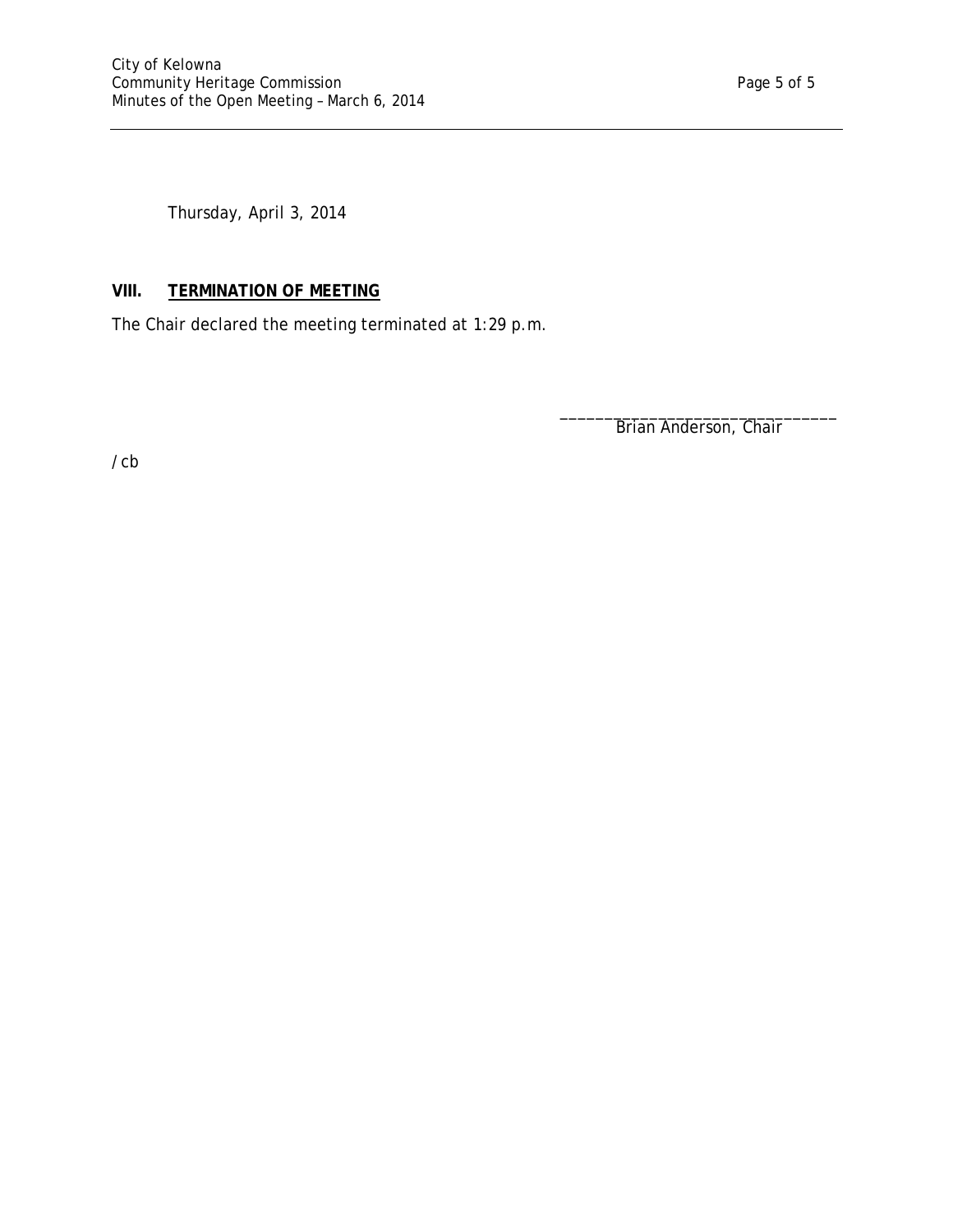Thursday, April 3, 2014

## VIII. TERMINATION OF MEETING

The Chair declared the meeting terminated at 1:29 p.m.

_______________________________
Brian Anderson, Chair

/cb